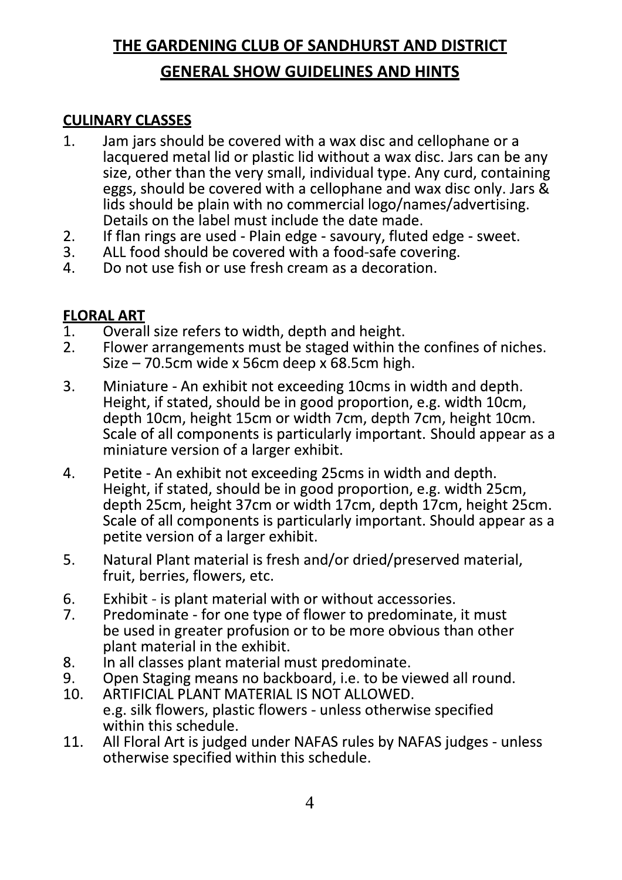# THE GARDENING CLUB OF SANDHURST AND DISTRICT

## GENERAL SHOW GUIDELINES AND HINTS

### CULINARY CLASSES

1. Jam jars should be covered with a wax disc and cellophane or a lacquered metal lid or plastic lid without a wax disc. Jars can be any size, other than the very small, individual type. Any curd, containing eggs, should be covered with a cellophane and wax disc only. Jars & lids should be plain with no commercial logo/names/advertising. Details on the label must include the date made.
2. If flan rings are used - Plain edge - savoury, fluted edge - sweet.
3. ALL food should be covered with a food-safe covering.
4. Do not use fish or use fresh cream as a decoration.

### FLORAL ART

1. Overall size refers to width, depth and height.
2. Flower arrangements must be staged within the confines of niches. Size – 70.5cm wide x 56cm deep x 68.5cm high.
3. Miniature - An exhibit not exceeding 10cms in width and depth. Height, if stated, should be in good proportion, e.g. width 10cm, depth 10cm, height 15cm or width 7cm, depth 7cm, height 10cm. Scale of all components is particularly important. Should appear as a miniature version of a larger exhibit.
4. Petite - An exhibit not exceeding 25cms in width and depth. Height, if stated, should be in good proportion, e.g. width 25cm, depth 25cm, height 37cm or width 17cm, depth 17cm, height 25cm. Scale of all components is particularly important. Should appear as a petite version of a larger exhibit.
5. Natural Plant material is fresh and/or dried/preserved material, fruit, berries, flowers, etc.
6. Exhibit - is plant material with or without accessories.
7. Predominate - for one type of flower to predominate, it must be used in greater profusion or to be more obvious than other plant material in the exhibit.
8. In all classes plant material must predominate.
9. Open Staging means no backboard, i.e. to be viewed all round.
10. ARTIFICIAL PLANT MATERIAL IS NOT ALLOWED. e.g. silk flowers, plastic flowers - unless otherwise specified within this schedule.
11. All Floral Art is judged under NAFAS rules by NAFAS judges - unless otherwise specified within this schedule.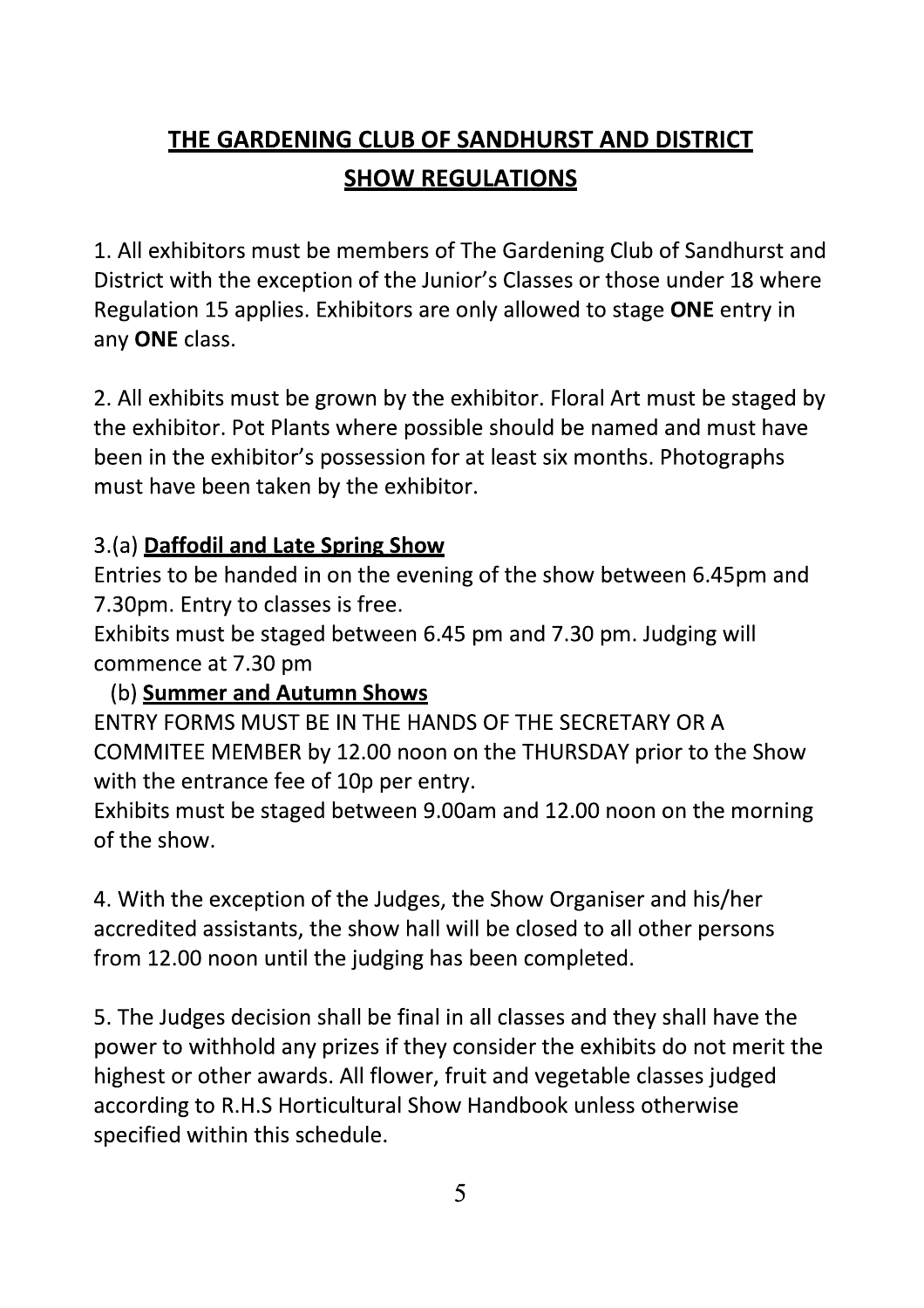# THE GARDENING CLUB OF SANDHURST AND DISTRICT
## SHOW REGULATIONS

1. All exhibitors must be members of The Gardening Club of Sandhurst and District with the exception of the Junior's Classes or those under 18 where Regulation 15 applies. Exhibitors are only allowed to stage **ONE** entry in any **ONE** class.

2. All exhibits must be grown by the exhibitor. Floral Art must be staged by the exhibitor. Pot Plants where possible should be named and must have been in the exhibitor's possession for at least six months. Photographs must have been taken by the exhibitor.

3.(a) **Daffodil and Late Spring Show**
Entries to be handed in on the evening of the show between 6.45pm and 7.30pm. Entry to classes is free.
Exhibits must be staged between 6.45 pm and 7.30 pm. Judging will commence at 7.30 pm

(b) **Summer and Autumn Shows**
ENTRY FORMS MUST BE IN THE HANDS OF THE SECRETARY OR A COMMITEE MEMBER by 12.00 noon on the THURSDAY prior to the Show with the entrance fee of 10p per entry.
Exhibits must be staged between 9.00am and 12.00 noon on the morning of the show.

4. With the exception of the Judges, the Show Organiser and his/her accredited assistants, the show hall will be closed to all other persons from 12.00 noon until the judging has been completed.

5. The Judges decision shall be final in all classes and they shall have the power to withhold any prizes if they consider the exhibits do not merit the highest or other awards. All flower, fruit and vegetable classes judged according to R.H.S Horticultural Show Handbook unless otherwise specified within this schedule.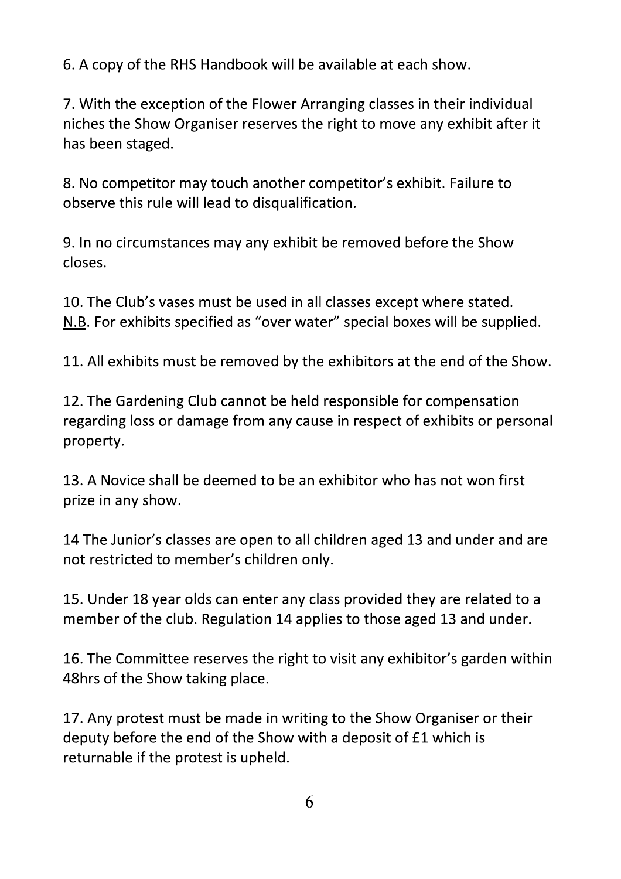6. A copy of the RHS Handbook will be available at each show.

7. With the exception of the Flower Arranging classes in their individual niches the Show Organiser reserves the right to move any exhibit after it has been staged.

8. No competitor may touch another competitor's exhibit. Failure to observe this rule will lead to disqualification.

9. In no circumstances may any exhibit be removed before the Show closes.

10. The Club's vases must be used in all classes except where stated. N.B. For exhibits specified as "over water" special boxes will be supplied.

11. All exhibits must be removed by the exhibitors at the end of the Show.

12. The Gardening Club cannot be held responsible for compensation regarding loss or damage from any cause in respect of exhibits or personal property.

13. A Novice shall be deemed to be an exhibitor who has not won first prize in any show.

14 The Junior's classes are open to all children aged 13 and under and are not restricted to member's children only.

15. Under 18 year olds can enter any class provided they are related to a member of the club. Regulation 14 applies to those aged 13 and under.

16. The Committee reserves the right to visit any exhibitor's garden within 48hrs of the Show taking place.

17. Any protest must be made in writing to the Show Organiser or their deputy before the end of the Show with a deposit of £1 which is returnable if the protest is upheld.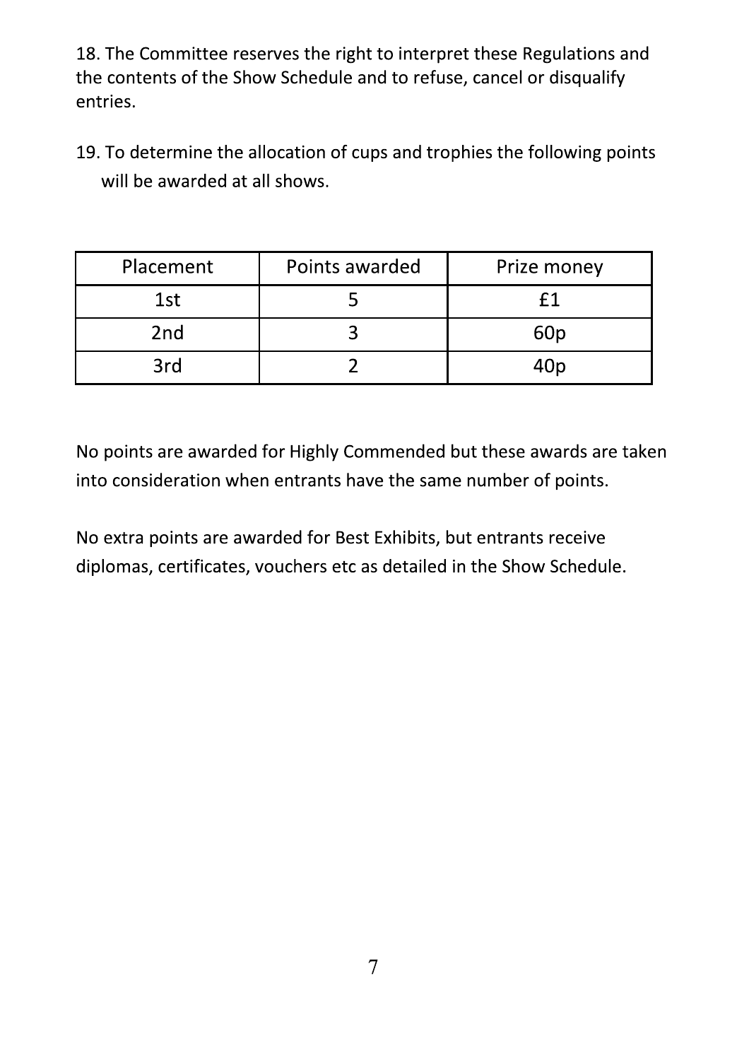18. The Committee reserves the right to interpret these Regulations and the contents of the Show Schedule and to refuse, cancel or disqualify entries.

19. To determine the allocation of cups and trophies the following points will be awarded at all shows.

| Placement | Points awarded | Prize money |
|---|---|---|
| 1st | 5 | £1 |
| 2nd | 3 | 60p |
| 3rd | 2 | 40p |

No points are awarded for Highly Commended but these awards are taken into consideration when entrants have the same number of points.

No extra points are awarded for Best Exhibits, but entrants receive diplomas, certificates, vouchers etc as detailed in the Show Schedule.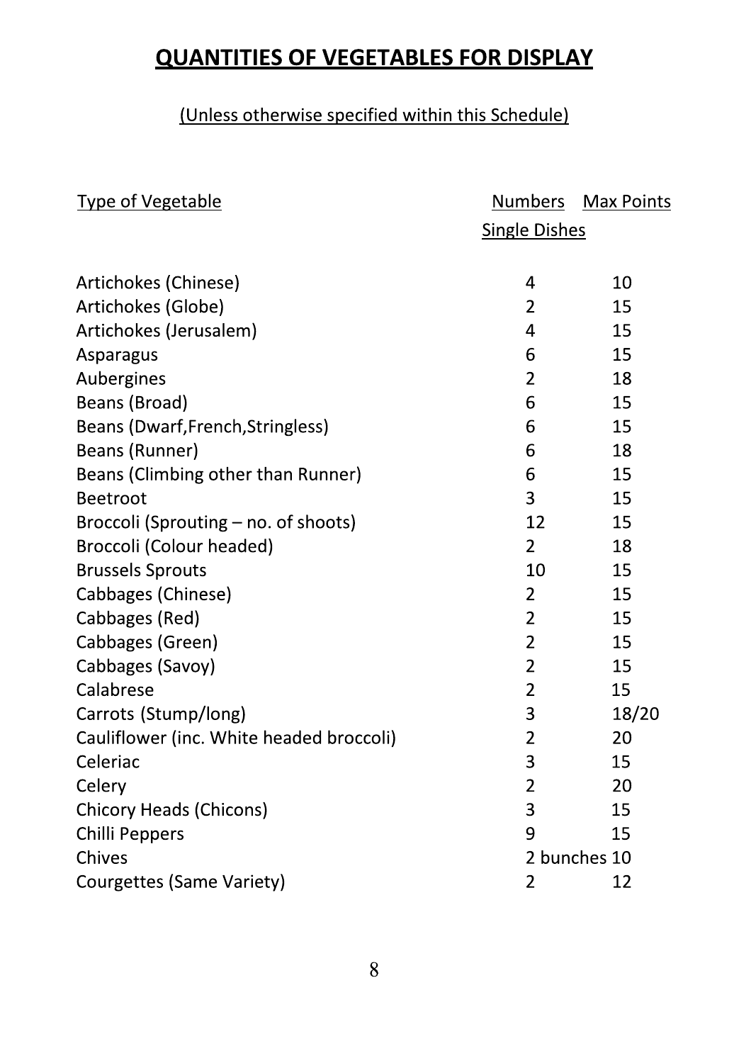# QUANTITIES OF VEGETABLES FOR DISPLAY

(Unless otherwise specified within this Schedule)

| Type of Vegetable | Numbers Single Dishes | Max Points |
|---|---|---|
| Artichokes (Chinese) | 4 | 10 |
| Artichokes (Globe) | 2 | 15 |
| Artichokes (Jerusalem) | 4 | 15 |
| Asparagus | 6 | 15 |
| Aubergines | 2 | 18 |
| Beans (Broad) | 6 | 15 |
| Beans (Dwarf,French,Stringless) | 6 | 15 |
| Beans (Runner) | 6 | 18 |
| Beans (Climbing other than Runner) | 6 | 15 |
| Beetroot | 3 | 15 |
| Broccoli (Sprouting – no. of shoots) | 12 | 15 |
| Broccoli (Colour headed) | 2 | 18 |
| Brussels Sprouts | 10 | 15 |
| Cabbages (Chinese) | 2 | 15 |
| Cabbages (Red) | 2 | 15 |
| Cabbages (Green) | 2 | 15 |
| Cabbages (Savoy) | 2 | 15 |
| Calabrese | 2 | 15 |
| Carrots (Stump/long) | 3 | 18/20 |
| Cauliflower (inc. White headed broccoli) | 2 | 20 |
| Celeriac | 3 | 15 |
| Celery | 2 | 20 |
| Chicory Heads (Chicons) | 3 | 15 |
| Chilli Peppers | 9 | 15 |
| Chives | 2 bunches | 10 |
| Courgettes (Same Variety) | 2 | 12 |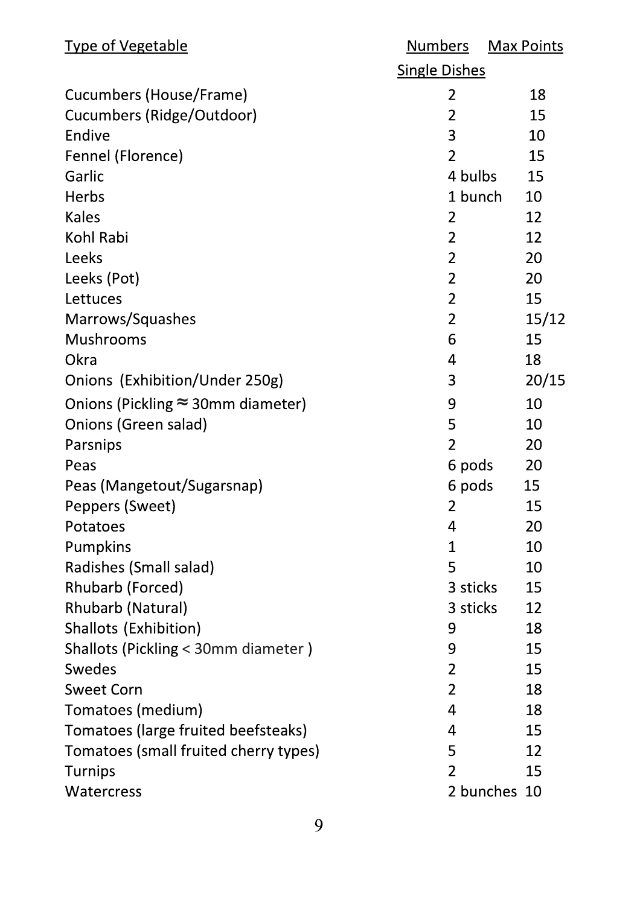| Type of Vegetable | Numbers<br>Single Dishes | Max Points |
|---|---|---|
| Cucumbers (House/Frame) | 2 | 18 |
| Cucumbers (Ridge/Outdoor) | 2 | 15 |
| Endive | 3 | 10 |
| Fennel (Florence) | 2 | 15 |
| Garlic | 4 bulbs | 15 |
| Herbs | 1 bunch | 10 |
| Kales | 2 | 12 |
| Kohl Rabi | 2 | 12 |
| Leeks | 2 | 20 |
| Leeks (Pot) | 2 | 20 |
| Lettuces | 2 | 15 |
| Marrows/Squashes | 2 | 15/12 |
| Mushrooms | 6 | 15 |
| Okra | 4 | 18 |
| Onions (Exhibition/Under 250g) | 3 | 20/15 |
| Onions (Pickling ≈ 30mm diameter) | 9 | 10 |
| Onions (Green salad) | 5 | 10 |
| Parsnips | 2 | 20 |
| Peas | 6 pods | 20 |
| Peas (Mangetout/Sugarsnap) | 6 pods | 15 |
| Peppers (Sweet) | 2 | 15 |
| Potatoes | 4 | 20 |
| Pumpkins | 1 | 10 |
| Radishes (Small salad) | 5 | 10 |
| Rhubarb (Forced) | 3 sticks | 15 |
| Rhubarb (Natural) | 3 sticks | 12 |
| Shallots (Exhibition) | 9 | 18 |
| Shallots (Pickling < 30mm diameter ) | 9 | 15 |
| Swedes | 2 | 15 |
| Sweet Corn | 2 | 18 |
| Tomatoes (medium) | 4 | 18 |
| Tomatoes (large fruited beefsteaks) | 4 | 15 |
| Tomatoes (small fruited cherry types) | 5 | 12 |
| Turnips | 2 | 15 |
| Watercress | 2 bunches | 10 |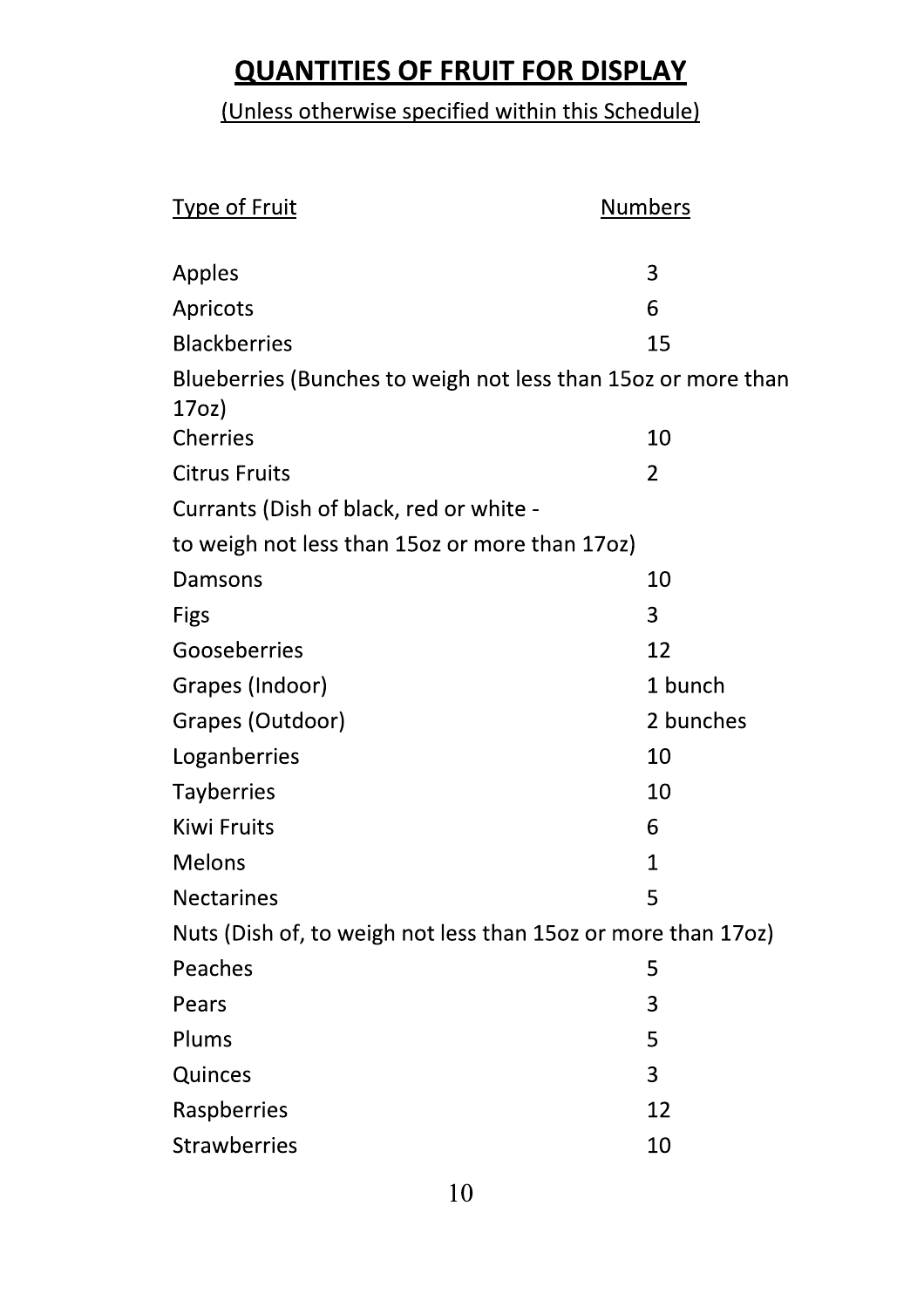# QUANTITIES OF FRUIT FOR DISPLAY

(Unless otherwise specified within this Schedule)

| Type of Fruit | Numbers |
|---|---|
| Apples | 3 |
| Apricots | 6 |
| Blackberries | 15 |
| Blueberries (Bunches to weigh not less than 15oz or more than 17oz) | |
| Cherries | 10 |
| Citrus Fruits | 2 |
| Currants (Dish of black, red or white - to weigh not less than 15oz or more than 17oz) | |
| Damsons | 10 |
| Figs | 3 |
| Gooseberries | 12 |
| Grapes (Indoor) | 1 bunch |
| Grapes (Outdoor) | 2 bunches |
| Loganberries | 10 |
| Tayberries | 10 |
| Kiwi Fruits | 6 |
| Melons | 1 |
| Nectarines | 5 |
| Nuts (Dish of, to weigh not less than 15oz or more than 17oz) | |
| Peaches | 5 |
| Pears | 3 |
| Plums | 5 |
| Quinces | 3 |
| Raspberries | 12 |
| Strawberries | 10 |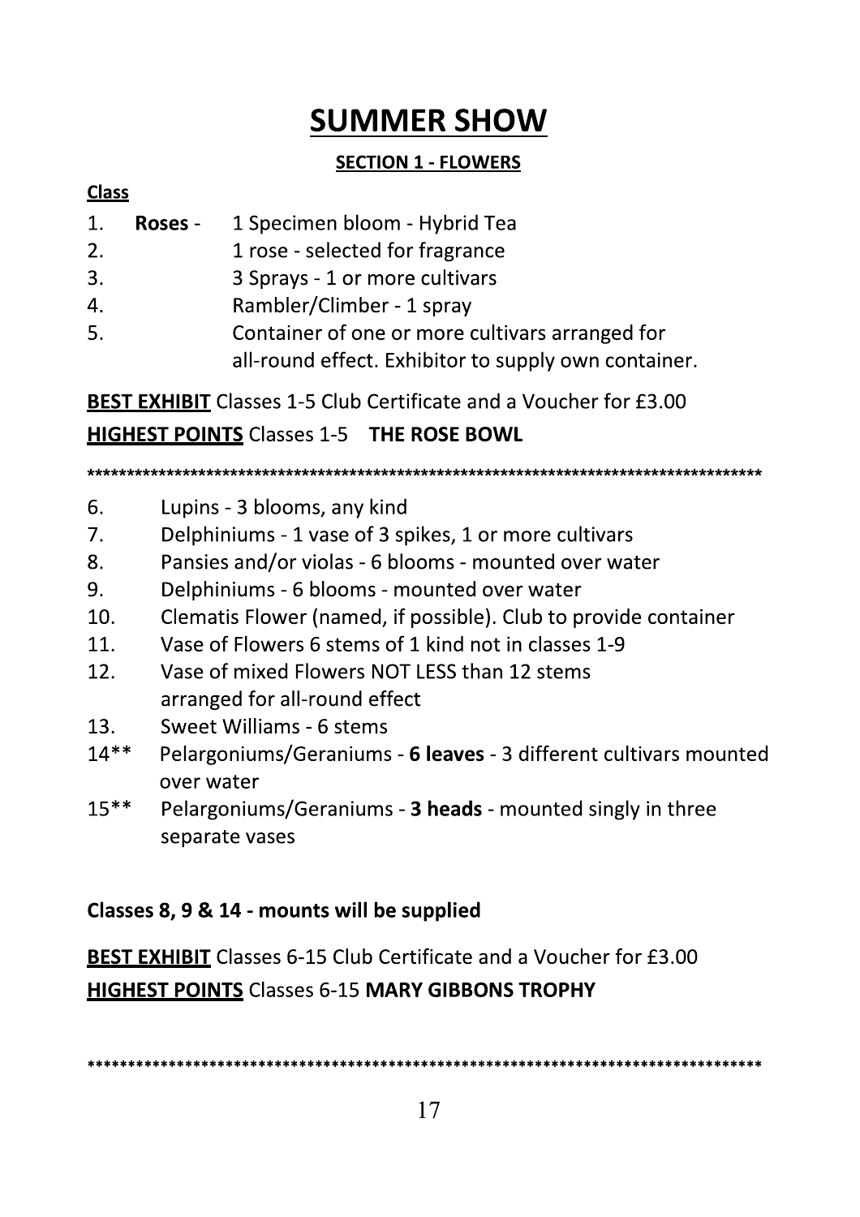# SUMMER SHOW

## SECTION 1 - FLOWERS

**Class**

1. **Roses** - 1 Specimen bloom - Hybrid Tea
2. 1 rose - selected for fragrance
3. 3 Sprays - 1 or more cultivars
4. Rambler/Climber - 1 spray
5. Container of one or more cultivars arranged for all-round effect. Exhibitor to supply own container.

**BEST EXHIBIT** Classes 1-5 Club Certificate and a Voucher for £3.00

**HIGHEST POINTS** Classes 1-5 **THE ROSE BOWL**

*****************************************************************************************

6. Lupins - 3 blooms, any kind
7. Delphiniums - 1 vase of 3 spikes, 1 or more cultivars
8. Pansies and/or violas - 6 blooms - mounted over water
9. Delphiniums - 6 blooms - mounted over water
10. Clematis Flower (named, if possible). Club to provide container
11. Vase of Flowers 6 stems of 1 kind not in classes 1-9
12. Vase of mixed Flowers NOT LESS than 12 stems arranged for all-round effect
13. Sweet Williams - 6 stems

14** Pelargoniums/Geraniums - **6 leaves** - 3 different cultivars mounted over water

15** Pelargoniums/Geraniums - **3 heads** - mounted singly in three separate vases

**Classes 8, 9 & 14 - mounts will be supplied**

**BEST EXHIBIT** Classes 6-15 Club Certificate and a Voucher for £3.00

**HIGHEST POINTS** Classes 6-15 **MARY GIBBONS TROPHY**

*****************************************************************************************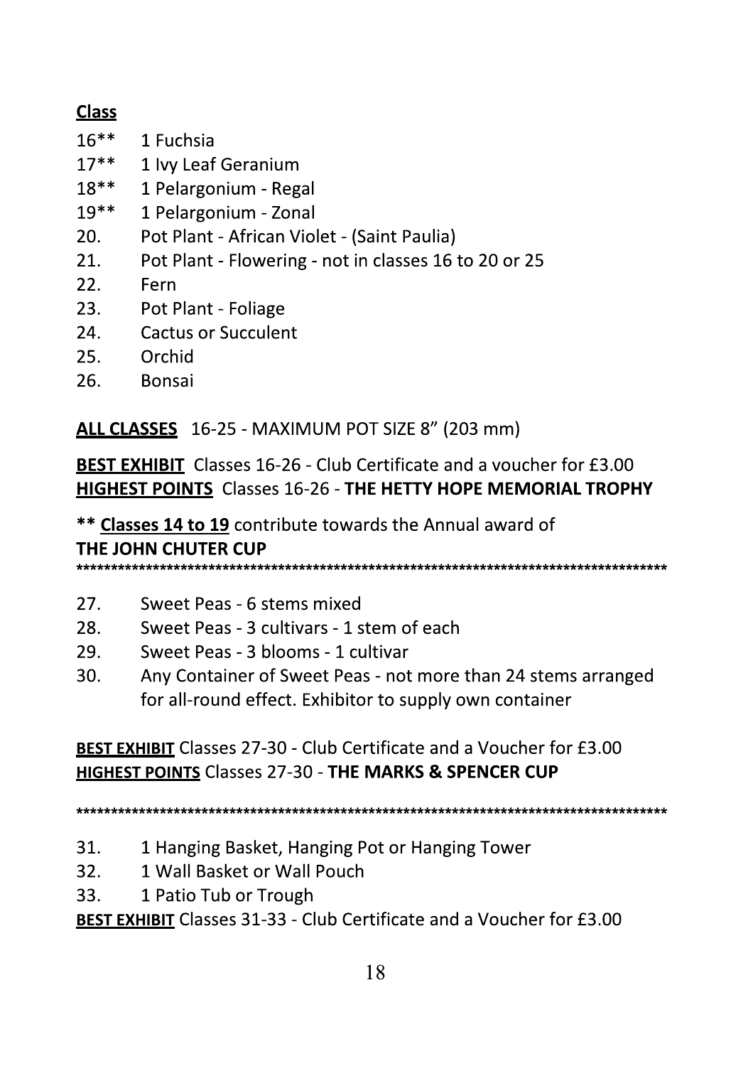**Class**

16** 1 Fuchsia
17** 1 Ivy Leaf Geranium
18** 1 Pelargonium - Regal
19** 1 Pelargonium - Zonal
20. Pot Plant - African Violet - (Saint Paulia)
21. Pot Plant - Flowering - not in classes 16 to 20 or 25
22. Fern
23. Pot Plant - Foliage
24. Cactus or Succulent
25. Orchid
26. Bonsai

**ALL CLASSES** 16-25 - MAXIMUM POT SIZE 8" (203 mm)

**BEST EXHIBIT** Classes 16-26 - Club Certificate and a voucher for £3.00
**HIGHEST POINTS** Classes 16-26 - **THE HETTY HOPE MEMORIAL TROPHY**

**** Classes 14 to 19** contribute towards the Annual award of
**THE JOHN CHUTER CUP**

*****************************************************************************************

27. Sweet Peas - 6 stems mixed
28. Sweet Peas - 3 cultivars - 1 stem of each
29. Sweet Peas - 3 blooms - 1 cultivar
30. Any Container of Sweet Peas - not more than 24 stems arranged for all-round effect. Exhibitor to supply own container

**BEST EXHIBIT** Classes 27-30 - Club Certificate and a Voucher for £3.00
**HIGHEST POINTS** Classes 27-30 - **THE MARKS & SPENCER CUP**

*****************************************************************************************

31. 1 Hanging Basket, Hanging Pot or Hanging Tower
32. 1 Wall Basket or Wall Pouch
33. 1 Patio Tub or Trough

**BEST EXHIBIT** Classes 31-33 - Club Certificate and a Voucher for £3.00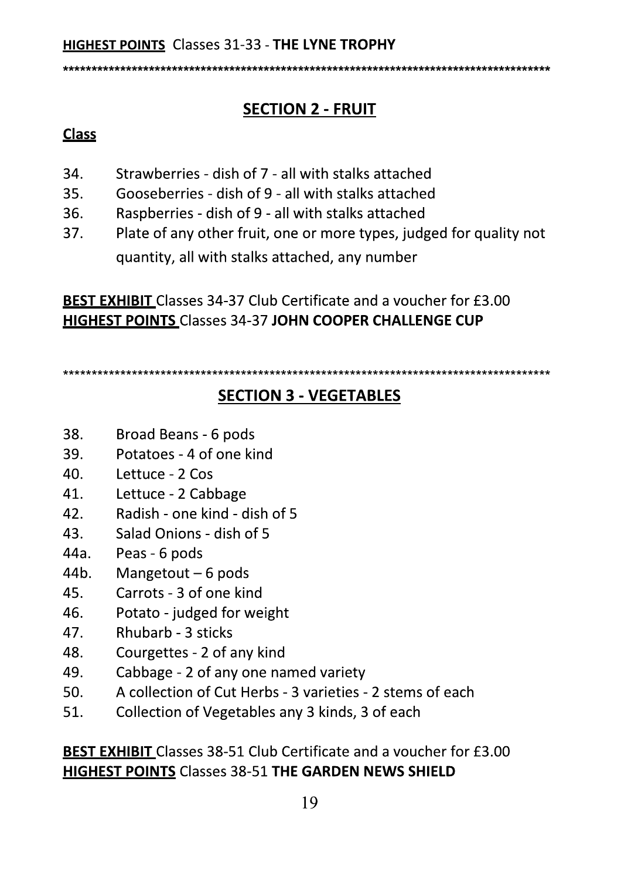**HIGHEST POINTS** Classes 31-33 - **THE LYNE TROPHY**

*****************************************************************************************

## SECTION 2 - FRUIT

**Class**

34. Strawberries - dish of 7 - all with stalks attached
35. Gooseberries - dish of 9 - all with stalks attached
36. Raspberries - dish of 9 - all with stalks attached
37. Plate of any other fruit, one or more types, judged for quality not quantity, all with stalks attached, any number

**BEST EXHIBIT** Classes 34-37 Club Certificate and a voucher for £3.00
**HIGHEST POINTS** Classes 34-37 **JOHN COOPER CHALLENGE CUP**

*****************************************************************************************

## SECTION 3 - VEGETABLES

38. Broad Beans - 6 pods
39. Potatoes - 4 of one kind
40. Lettuce - 2 Cos
41. Lettuce - 2 Cabbage
42. Radish - one kind - dish of 5
43. Salad Onions - dish of 5

44a. Peas - 6 pods

44b. Mangetout – 6 pods

45. Carrots - 3 of one kind
46. Potato - judged for weight
47. Rhubarb - 3 sticks
48. Courgettes - 2 of any kind
49. Cabbage - 2 of any one named variety
50. A collection of Cut Herbs - 3 varieties - 2 stems of each
51. Collection of Vegetables any 3 kinds, 3 of each

**BEST EXHIBIT** Classes 38-51 Club Certificate and a voucher for £3.00
**HIGHEST POINTS** Classes 38-51 **THE GARDEN NEWS SHIELD**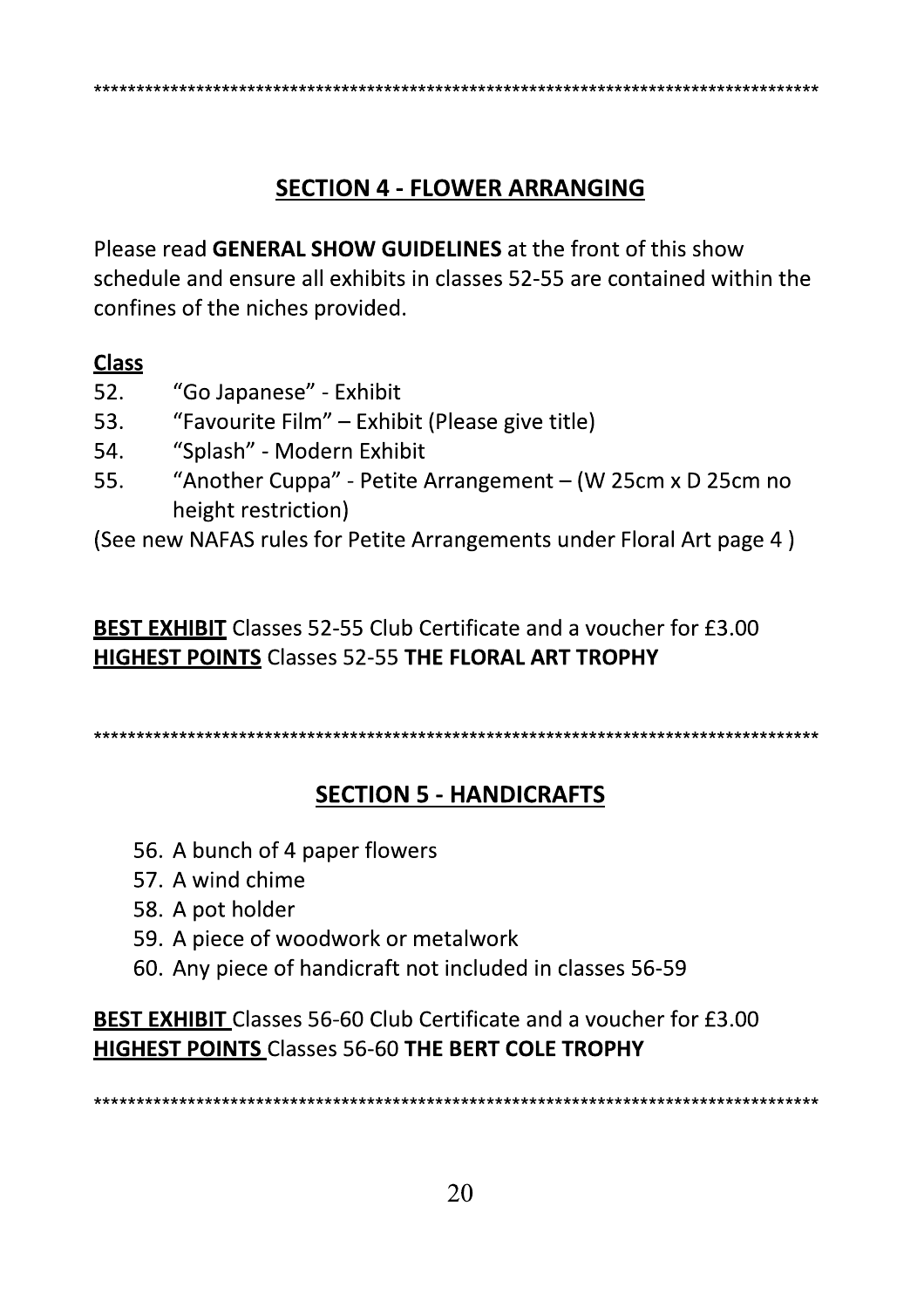*****************************************************************************************

## SECTION 4 - FLOWER ARRANGING

Please read **GENERAL SHOW GUIDELINES** at the front of this show schedule and ensure all exhibits in classes 52-55 are contained within the confines of the niches provided.

**Class**

52. “Go Japanese” - Exhibit
53. “Favourite Film” – Exhibit (Please give title)
54. “Splash” - Modern Exhibit
55. “Another Cuppa” - Petite Arrangement – (W 25cm x D 25cm no height restriction)

(See new NAFAS rules for Petite Arrangements under Floral Art page 4 )

**BEST EXHIBIT** Classes 52-55 Club Certificate and a voucher for £3.00
**HIGHEST POINTS** Classes 52-55 **THE FLORAL ART TROPHY**

*****************************************************************************************

## SECTION 5 - HANDICRAFTS

56. A bunch of 4 paper flowers
57. A wind chime
58. A pot holder
59. A piece of woodwork or metalwork
60. Any piece of handicraft not included in classes 56-59

**BEST EXHIBIT** Classes 56-60 Club Certificate and a voucher for £3.00
**HIGHEST POINTS** Classes 56-60 **THE BERT COLE TROPHY**

*****************************************************************************************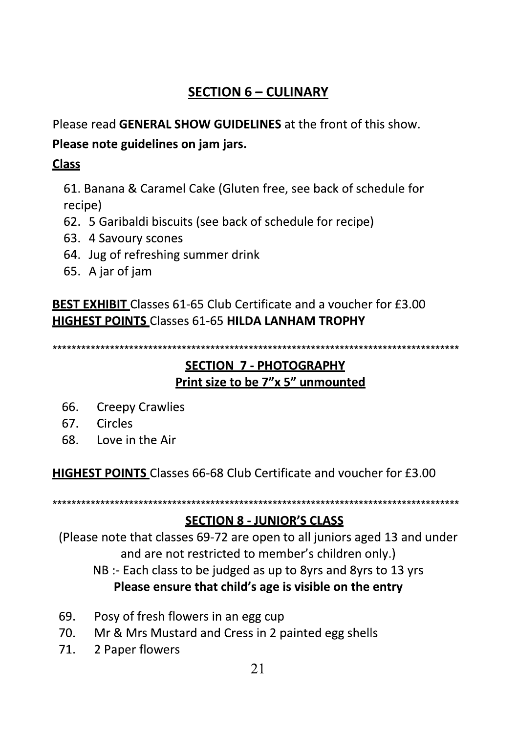## SECTION 6 – CULINARY

Please read **GENERAL SHOW GUIDELINES** at the front of this show.

**Please note guidelines on jam jars.**

**Class**

61. Banana & Caramel Cake (Gluten free, see back of schedule for recipe)
62. 5 Garibaldi biscuits (see back of schedule for recipe)
63. 4 Savoury scones
64. Jug of refreshing summer drink
65. A jar of jam

**BEST EXHIBIT** Classes 61-65 Club Certificate and a voucher for £3.00
**HIGHEST POINTS** Classes 61-65 **HILDA LANHAM TROPHY**

****************************************************************************************

## SECTION 7 - PHOTOGRAPHY

**Print size to be 7"x 5" unmounted**

66. Creepy Crawlies
67. Circles
68. Love in the Air

**HIGHEST POINTS** Classes 66-68 Club Certificate and voucher for £3.00

****************************************************************************************

## SECTION 8 - JUNIOR'S CLASS

(Please note that classes 69-72 are open to all juniors aged 13 and under and are not restricted to member's children only.)

NB :- Each class to be judged as up to 8yrs and 8yrs to 13 yrs

**Please ensure that child's age is visible on the entry**

69. Posy of fresh flowers in an egg cup
70. Mr & Mrs Mustard and Cress in 2 painted egg shells
71. 2 Paper flowers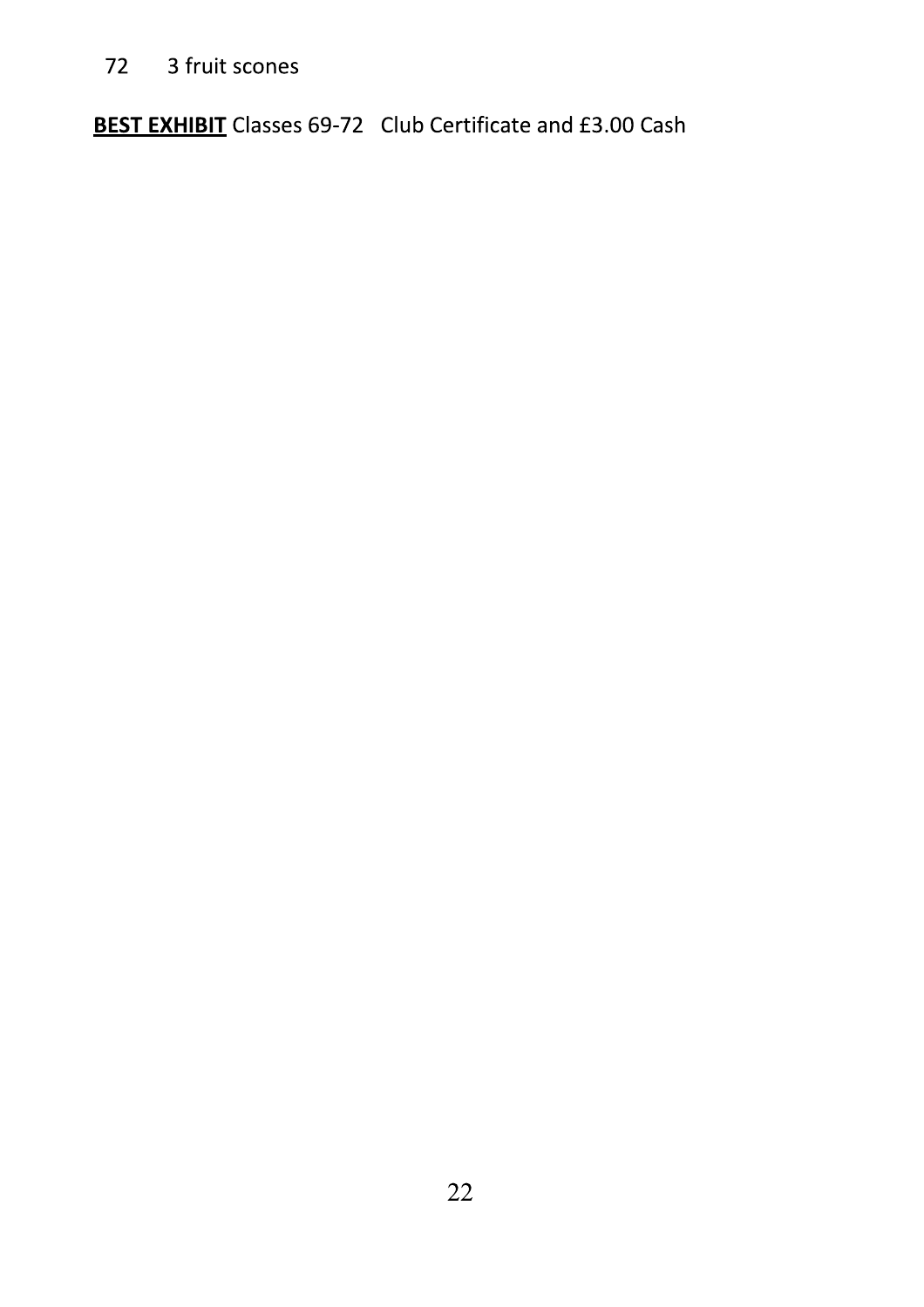72 3 fruit scones

**BEST EXHIBIT** Classes 69-72 Club Certificate and £3.00 Cash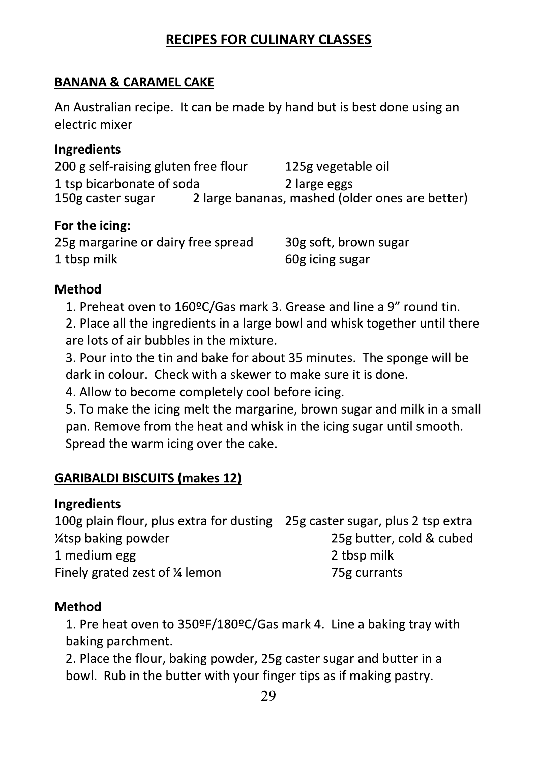# RECIPES FOR CULINARY CLASSES

## BANANA & CARAMEL CAKE

An Australian recipe. It can be made by hand but is best done using an electric mixer

### Ingredients

200 g self-raising gluten free flour
1 tsp bicarbonate of soda
150g caster sugar
125g vegetable oil
2 large eggs
2 large bananas, mashed (older ones are better)

### For the icing:

25g margarine or dairy free spread
1 tbsp milk
30g soft, brown sugar
60g icing sugar

### Method

1. Preheat oven to 160ºC/Gas mark 3. Grease and line a 9" round tin.
2. Place all the ingredients in a large bowl and whisk together until there are lots of air bubbles in the mixture.
3. Pour into the tin and bake for about 35 minutes. The sponge will be dark in colour. Check with a skewer to make sure it is done.
4. Allow to become completely cool before icing.
5. To make the icing melt the margarine, brown sugar and milk in a small pan. Remove from the heat and whisk in the icing sugar until smooth. Spread the warm icing over the cake.

## GARIBALDI BISCUITS (makes 12)

### Ingredients

100g plain flour, plus extra for dusting
¼tsp baking powder
1 medium egg
Finely grated zest of ¼ lemon
25g caster sugar, plus 2 tsp extra
25g butter, cold & cubed
2 tbsp milk
75g currants

### Method

1. Pre heat oven to 350ºF/180ºC/Gas mark 4. Line a baking tray with baking parchment.
2. Place the flour, baking powder, 25g caster sugar and butter in a bowl. Rub in the butter with your finger tips as if making pastry.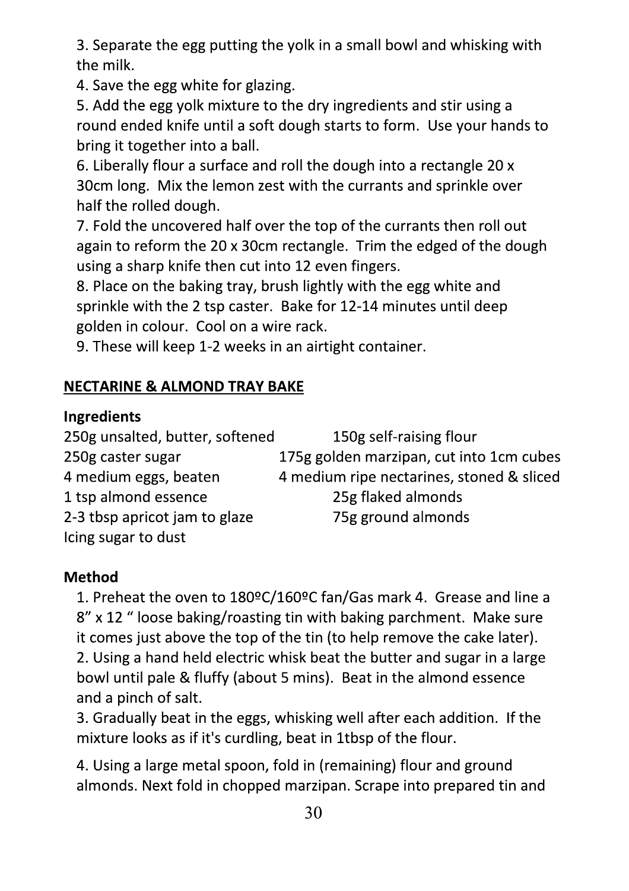3. Separate the egg putting the yolk in a small bowl and whisking with the milk.
4. Save the egg white for glazing.
5. Add the egg yolk mixture to the dry ingredients and stir using a round ended knife until a soft dough starts to form. Use your hands to bring it together into a ball.
6. Liberally flour a surface and roll the dough into a rectangle 20 x 30cm long. Mix the lemon zest with the currants and sprinkle over half the rolled dough.
7. Fold the uncovered half over the top of the currants then roll out again to reform the 20 x 30cm rectangle. Trim the edged of the dough using a sharp knife then cut into 12 even fingers.
8. Place on the baking tray, brush lightly with the egg white and sprinkle with the 2 tsp caster. Bake for 12-14 minutes until deep golden in colour. Cool on a wire rack.
9. These will keep 1-2 weeks in an airtight container.

## NECTARINE & ALMOND TRAY BAKE

**Ingredients**

250g unsalted, butter, softened
250g caster sugar
4 medium eggs, beaten
1 tsp almond essence
2-3 tbsp apricot jam to glaze
Icing sugar to dust
150g self-raising flour
175g golden marzipan, cut into 1cm cubes
4 medium ripe nectarines, stoned & sliced
25g flaked almonds
75g ground almonds

**Method**

1. Preheat the oven to 180ºC/160ºC fan/Gas mark 4. Grease and line a 8" x 12 " loose baking/roasting tin with baking parchment. Make sure it comes just above the top of the tin (to help remove the cake later).
2. Using a hand held electric whisk beat the butter and sugar in a large bowl until pale & fluffy (about 5 mins). Beat in the almond essence and a pinch of salt.
3. Gradually beat in the eggs, whisking well after each addition. If the mixture looks as if it's curdling, beat in 1tbsp of the flour.
4. Using a large metal spoon, fold in (remaining) flour and ground almonds. Next fold in chopped marzipan. Scrape into prepared tin and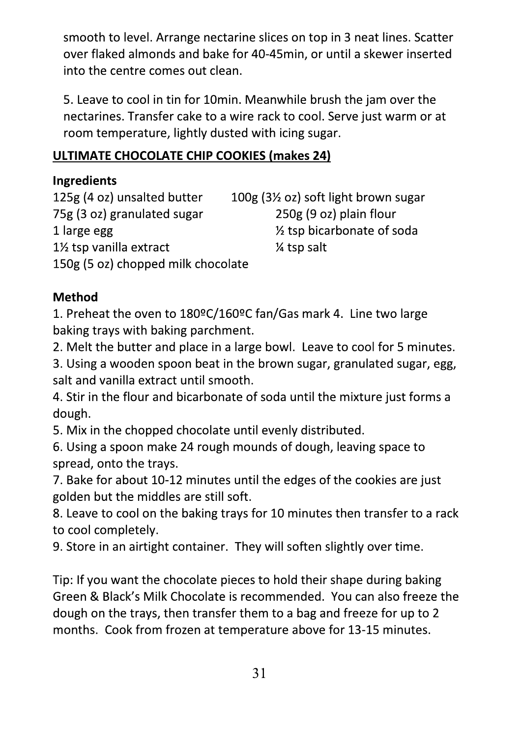smooth to level. Arrange nectarine slices on top in 3 neat lines. Scatter over flaked almonds and bake for 40-45min, or until a skewer inserted into the centre comes out clean.

5. Leave to cool in tin for 10min. Meanwhile brush the jam over the nectarines. Transfer cake to a wire rack to cool. Serve just warm or at room temperature, lightly dusted with icing sugar.

## ULTIMATE CHOCOLATE CHIP COOKIES (makes 24)

**Ingredients**

- 125g (4 oz) unsalted butter
- 100g (3½ oz) soft light brown sugar
- 75g (3 oz) granulated sugar
- 250g (9 oz) plain flour
- 1 large egg
- ½ tsp bicarbonate of soda
- 1½ tsp vanilla extract
- ¼ tsp salt
- 150g (5 oz) chopped milk chocolate

**Method**

1. Preheat the oven to 180ºC/160ºC fan/Gas mark 4. Line two large baking trays with baking parchment.
2. Melt the butter and place in a large bowl. Leave to cool for 5 minutes.
3. Using a wooden spoon beat in the brown sugar, granulated sugar, egg, salt and vanilla extract until smooth.
4. Stir in the flour and bicarbonate of soda until the mixture just forms a dough.
5. Mix in the chopped chocolate until evenly distributed.
6. Using a spoon make 24 rough mounds of dough, leaving space to spread, onto the trays.
7. Bake for about 10-12 minutes until the edges of the cookies are just golden but the middles are still soft.
8. Leave to cool on the baking trays for 10 minutes then transfer to a rack to cool completely.
9. Store in an airtight container. They will soften slightly over time.

Tip: If you want the chocolate pieces to hold their shape during baking Green & Black's Milk Chocolate is recommended. You can also freeze the dough on the trays, then transfer them to a bag and freeze for up to 2 months. Cook from frozen at temperature above for 13-15 minutes.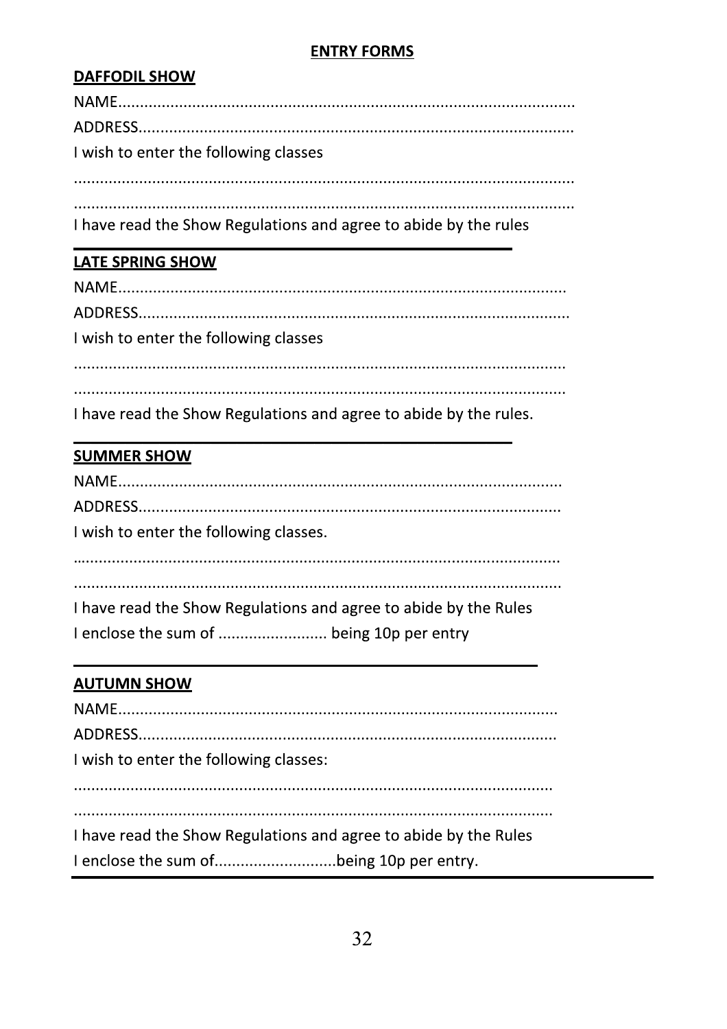## ENTRY FORMS

### DAFFODIL SHOW

NAME.......................................................................................................

ADDRESS..................................................................................................

I wish to enter the following classes

.................................................................................................................

.................................................................................................................

I have read the Show Regulations and agree to abide by the rules

---

### LATE SPRING SHOW

NAME.....................................................................................................

ADDRESS.................................................................................................

I wish to enter the following classes

................................................................................................................

................................................................................................................

I have read the Show Regulations and agree to abide by the rules.

---

### SUMMER SHOW

NAME....................................................................................................

ADDRESS................................................................................................

I wish to enter the following classes.

...............................................................................................................

...............................................................................................................

I have read the Show Regulations and agree to abide by the Rules

I enclose the sum of ......................... being 10p per entry

---

### AUTUMN SHOW

NAME....................................................................................................

ADDRESS...............................................................................................

I wish to enter the following classes:

..............................................................................................................

..............................................................................................................

I have read the Show Regulations and agree to abide by the Rules

I enclose the sum of............................being 10p per entry.